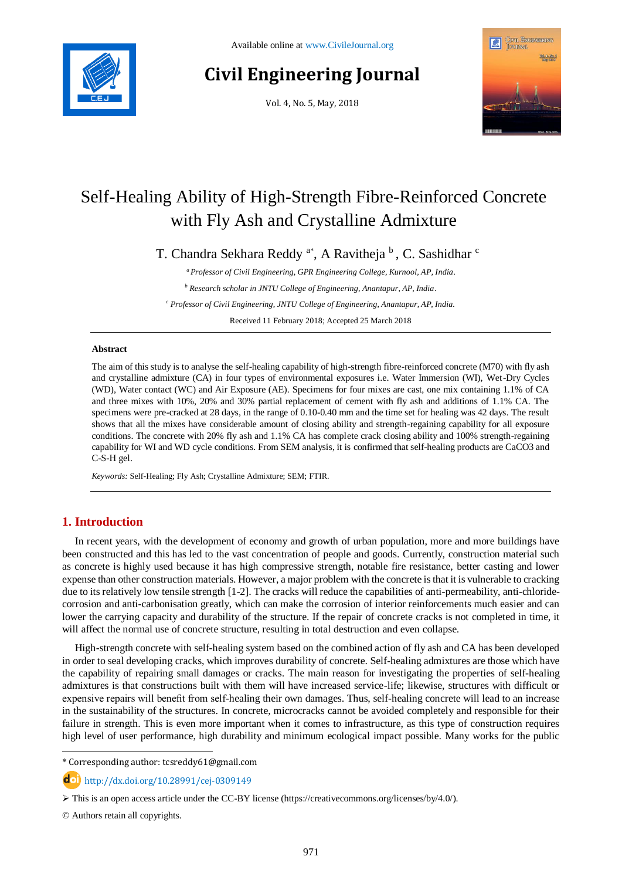Available online at www.CivileJournal.org

# Civil Engineering Journal

Vol. 4, No. 5, May, 2018

# Self-Healing Ability of High-Strength Fibre-Reinforced Concrete with Fly Ash and Crystalline Admixture

T. Chandra Sekhara Reddy [a*], A Ravitheja [b], C. Sashidhar [c]

[a] *Professor of Civil Engineering, GPR Engineering College, Kurnool, AP, India.*

[b] *Research scholar in JNTU College of Engineering, Anantapur, AP, India.*

[c] *Professor of Civil Engineering, JNTU College of Engineering, Anantapur, AP, India.*

Received 11 February 2018; Accepted 25 March 2018

## Abstract

The aim of this study is to analyse the self-healing capability of high-strength fibre-reinforced concrete (M70) with fly ash and crystalline admixture (CA) in four types of environmental exposures i.e. Water Immersion (WI), Wet-Dry Cycles (WD), Water contact (WC) and Air Exposure (AE). Specimens for four mixes are cast, one mix containing 1.1% of CA and three mixes with 10%, 20% and 30% partial replacement of cement with fly ash and additions of 1.1% CA. The specimens were pre-cracked at 28 days, in the range of 0.10-0.40 mm and the time set for healing was 42 days. The result shows that all the mixes have considerable amount of closing ability and strength-regaining capability for all exposure conditions. The concrete with 20% fly ash and 1.1% CA has complete crack closing ability and 100% strength-regaining capability for WI and WD cycle conditions. From SEM analysis, it is confirmed that self-healing products are $CaCO_3$ and C-S-H gel.

*Keywords:* Self-Healing; Fly Ash; Crystalline Admixture; SEM; FTIR.

## 1. Introduction

In recent years, with the development of economy and growth of urban population, more and more buildings have been constructed and this has led to the vast concentration of people and goods. Currently, construction material such as concrete is highly used because it has high compressive strength, notable fire resistance, better casting and lower expense than other construction materials. However, a major problem with the concrete is that it is vulnerable to cracking due to its relatively low tensile strength [1-2]. The cracks will reduce the capabilities of anti-permeability, anti-chloride-corrosion and anti-carbonisation greatly, which can make the corrosion of interior reinforcements much easier and can lower the carrying capacity and durability of the structure. If the repair of concrete cracks is not completed in time, it will affect the normal use of concrete structure, resulting in total destruction and even collapse.

High-strength concrete with self-healing system based on the combined action of fly ash and CA has been developed in order to seal developing cracks, which improves durability of concrete. Self-healing admixtures are those which have the capability of repairing small damages or cracks. The main reason for investigating the properties of self-healing admixtures is that constructions built with them will have increased service-life; likewise, structures with difficult or expensive repairs will benefit from self-healing their own damages. Thus, self-healing concrete will lead to an increase in the sustainability of the structures. In concrete, microcracks cannot be avoided completely and responsible for their failure in strength. This is even more important when it comes to infrastructure, as this type of construction requires high level of user performance, high durability and minimum ecological impact possible. Many works for the public

---

* Corresponding author: tcsreddy61@gmail.com

http://dx.doi.org/10.28991/cej-0309149

➢ This is an open access article under the CC-BY license (https://creativecommons.org/licenses/by/4.0/).

© Authors retain all copyrights.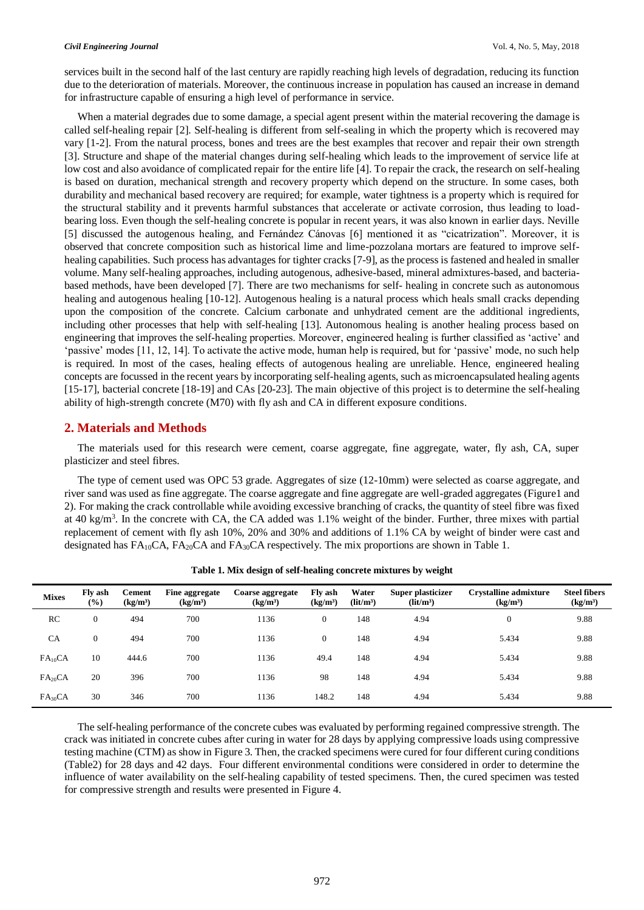services built in the second half of the last century are rapidly reaching high levels of degradation, reducing its function due to the deterioration of materials. Moreover, the continuous increase in population has caused an increase in demand for infrastructure capable of ensuring a high level of performance in service.

When a material degrades due to some damage, a special agent present within the material recovering the damage is called self-healing repair [2]. Self-healing is different from self-sealing in which the property which is recovered may vary [1-2]. From the natural process, bones and trees are the best examples that recover and repair their own strength [3]. Structure and shape of the material changes during self-healing which leads to the improvement of service life at low cost and also avoidance of complicated repair for the entire life [4]. To repair the crack, the research on self-healing is based on duration, mechanical strength and recovery property which depend on the structure. In some cases, both durability and mechanical based recovery are required; for example, water tightness is a property which is required for the structural stability and it prevents harmful substances that accelerate or activate corrosion, thus leading to load-bearing loss. Even though the self-healing concrete is popular in recent years, it was also known in earlier days. Neville [5] discussed the autogenous healing, and Fernández Cánovas [6] mentioned it as "cicatrization". Moreover, it is observed that concrete composition such as historical lime and lime-pozzolana mortars are featured to improve self-healing capabilities. Such process has advantages for tighter cracks [7-9], as the process is fastened and healed in smaller volume. Many self-healing approaches, including autogenous, adhesive-based, mineral admixtures-based, and bacteria-based methods, have been developed [7]. There are two mechanisms for self- healing in concrete such as autonomous healing and autogenous healing [10-12]. Autogenous healing is a natural process which heals small cracks depending upon the composition of the concrete. Calcium carbonate and unhydrated cement are the additional ingredients, including other processes that help with self-healing [13]. Autonomous healing is another healing process based on engineering that improves the self-healing properties. Moreover, engineered healing is further classified as 'active' and 'passive' modes [11, 12, 14]. To activate the active mode, human help is required, but for 'passive' mode, no such help is required. In most of the cases, healing effects of autogenous healing are unreliable. Hence, engineered healing concepts are focussed in the recent years by incorporating self-healing agents, such as microencapsulated healing agents [15-17], bacterial concrete [18-19] and CAs [20-23]. The main objective of this project is to determine the self-healing ability of high-strength concrete (M70) with fly ash and CA in different exposure conditions.

## 2. Materials and Methods

The materials used for this research were cement, coarse aggregate, fine aggregate, water, fly ash, CA, super plasticizer and steel fibres.

The type of cement used was OPC 53 grade. Aggregates of size (12-10mm) were selected as coarse aggregate, and river sand was used as fine aggregate. The coarse aggregate and fine aggregate are well-graded aggregates (Figure1 and 2). For making the crack controllable while avoiding excessive branching of cracks, the quantity of steel fibre was fixed at 40 kg/m$^3$. In the concrete with CA, the CA added was 1.1% weight of the binder. Further, three mixes with partial replacement of cement with fly ash 10%, 20% and 30% and additions of 1.1% CA by weight of binder were cast and designated has $FA_{10}CA$, $FA_{20}CA$ and $FA_{30}CA$ respectively. The mix proportions are shown in Table 1.

**Table 1. Mix design of self-healing concrete mixtures by weight**

| Mixes | Fly ash (%) | Cement (kg/m³) | Fine aggregate (kg/m³) | Coarse aggregate (kg/m³) | Fly ash (kg/m³) | Water (lit/m³) | Super plasticizer (lit/m³) | Crystalline admixture (kg/m³) | Steel fibers (kg/m³) |
|---|---|---|---|---|---|---|---|---|---|
| RC | 0 | 494 | 700 | 1136 | 0 | 148 | 4.94 | 0 | 9.88 |
| CA | 0 | 494 | 700 | 1136 | 0 | 148 | 4.94 | 5.434 | 9.88 |
| $FA_{10}CA$ | 10 | 444.6 | 700 | 1136 | 49.4 | 148 | 4.94 | 5.434 | 9.88 |
| $FA_{20}CA$ | 20 | 396 | 700 | 1136 | 98 | 148 | 4.94 | 5.434 | 9.88 |
| $FA_{30}CA$ | 30 | 346 | 700 | 1136 | 148.2 | 148 | 4.94 | 5.434 | 9.88 |

The self-healing performance of the concrete cubes was evaluated by performing regained compressive strength. The crack was initiated in concrete cubes after curing in water for 28 days by applying compressive loads using compressive testing machine (CTM) as show in Figure 3. Then, the cracked specimens were cured for four different curing conditions (Table2) for 28 days and 42 days. Four different environmental conditions were considered in order to determine the influence of water availability on the self-healing capability of tested specimens. Then, the cured specimen was tested for compressive strength and results were presented in Figure 4.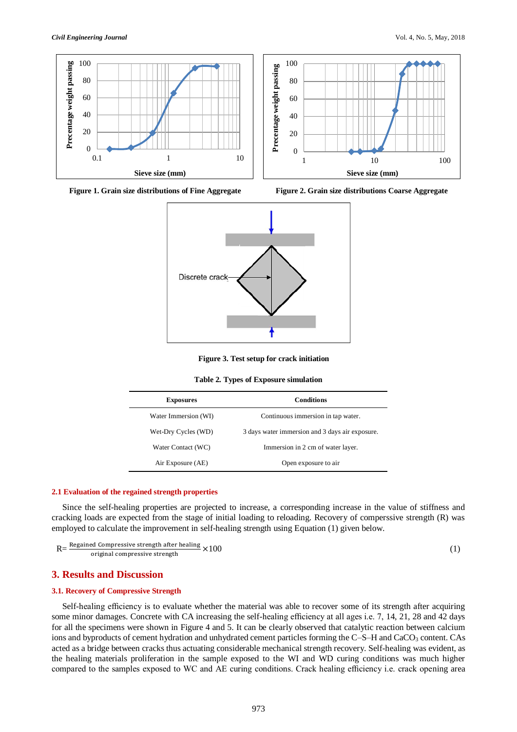Figure 1. Grain size distributions of Fine Aggregate

Figure 2. Grain size distributions Coarse Aggregate

Figure 3. Test setup for crack initiation

**Table 2. Types of Exposure simulation**

| Exposures | Conditions |
|---|---|
| Water Immersion (WI) | Continuous immersion in tap water. |
| Wet-Dry Cycles (WD) | 3 days water immersion and 3 days air exposure. |
| Water Contact (WC) | Immersion in 2 cm of water layer. |
| Air Exposure (AE) | Open exposure to air |

### 2.1 Evaluation of the regained strength properties

Since the self-healing properties are projected to increase, a corresponding increase in the value of stiffness and cracking loads are expected from the stage of initial loading to reloading. Recovery of comperssive strength (R) was employed to calculate the improvement in self-healing strength using Equation (1) given below.

$$R = \frac{\text{Regained Compressive strength after healing}}{\text{original compressive strength}} \times 100 \tag{1}$$

## 3. Results and Discussion

### 3.1. Recovery of Compressive Strength

Self-healing efficiency is to evaluate whether the material was able to recover some of its strength after acquiring some minor damages. Concrete with CA increasing the self-healing efficiency at all ages i.e. 7, 14, 21, 28 and 42 days for all the specimens were shown in Figure 4 and 5. It can be clearly observed that catalytic reaction between calcium ions and byproducts of cement hydration and unhydrated cement particles forming the C–S–H and $CaCO_3$ content. CAs acted as a bridge between cracks thus actuating considerable mechanical strength recovery. Self-healing was evident, as the healing materials proliferation in the sample exposed to the WI and WD curing conditions was much higher compared to the samples exposed to WC and AE curing conditions. Crack healing efficiency i.e. crack opening area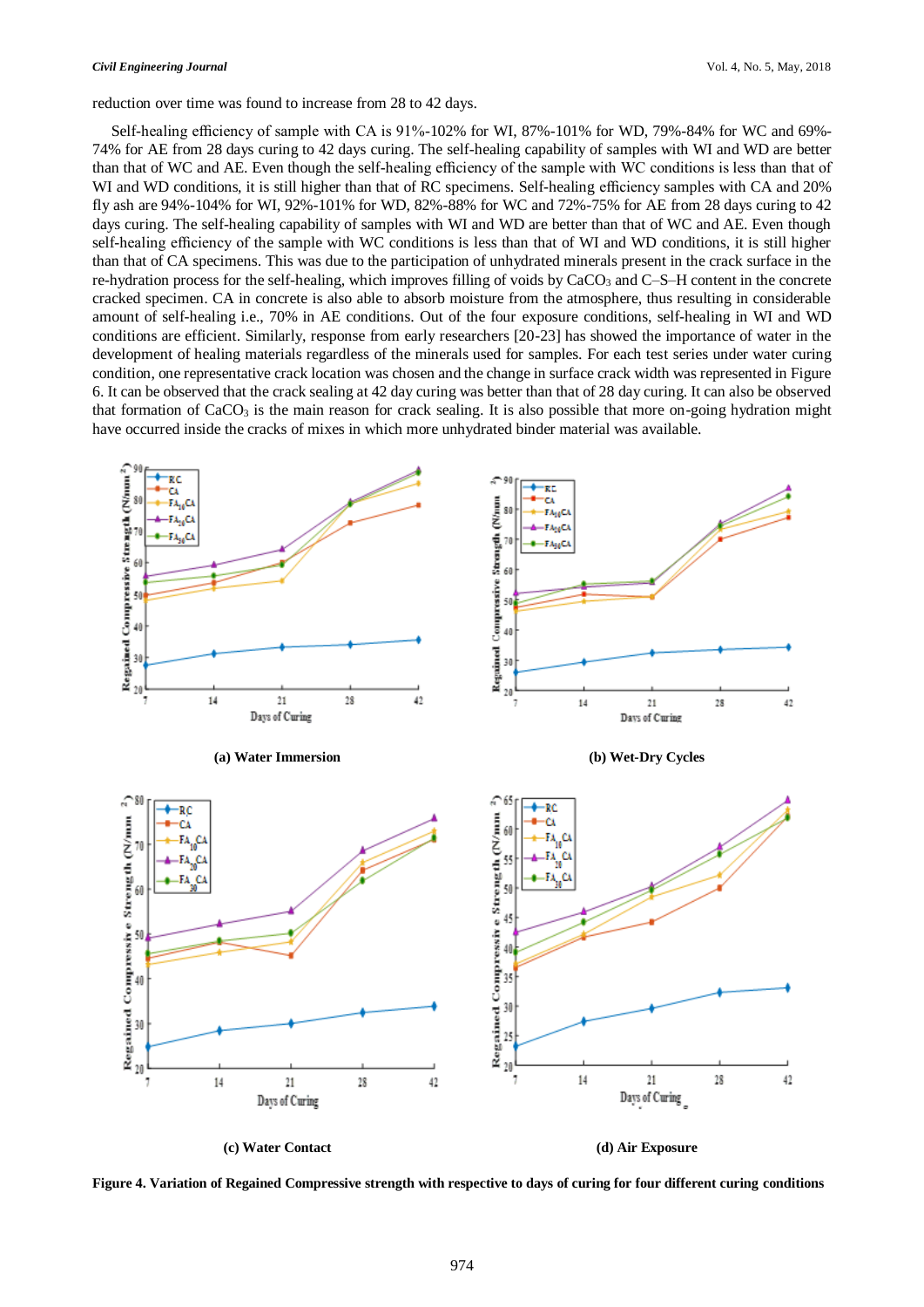reduction over time was found to increase from 28 to 42 days.

Self-healing efficiency of sample with CA is 91%-102% for WI, 87%-101% for WD, 79%-84% for WC and 69%-74% for AE from 28 days curing to 42 days curing. The self-healing capability of samples with WI and WD are better than that of WC and AE. Even though the self-healing efficiency of the sample with WC conditions is less than that of WI and WD conditions, it is still higher than that of RC specimens. Self-healing efficiency samples with CA and 20% fly ash are 94%-104% for WI, 92%-101% for WD, 82%-88% for WC and 72%-75% for AE from 28 days curing to 42 days curing. The self-healing capability of samples with WI and WD are better than that of WC and AE. Even though self-healing efficiency of the sample with WC conditions is less than that of WI and WD conditions, it is still higher than that of CA specimens. This was due to the participation of unhydrated minerals present in the crack surface in the re-hydration process for the self-healing, which improves filling of voids by $CaCO_3$ and C–S–H content in the concrete cracked specimen. CA in concrete is also able to absorb moisture from the atmosphere, thus resulting in considerable amount of self-healing i.e., 70% in AE conditions. Out of the four exposure conditions, self-healing in WI and WD conditions are efficient. Similarly, response from early researchers [20-23] has showed the importance of water in the development of healing materials regardless of the minerals used for samples. For each test series under water curing condition, one representative crack location was chosen and the change in surface crack width was represented in Figure 6. It can be observed that the crack sealing at 42 day curing was better than that of 28 day curing. It can also be observed that formation of $CaCO_3$ is the main reason for crack sealing. It is also possible that more on-going hydration might have occurred inside the cracks of mixes in which more unhydrated binder material was available.

(a) Water Immersion

(b) Wet-Dry Cycles

(c) Water Contact

(d) Air Exposure

**Figure 4. Variation of Regained Compressive strength with respective to days of curing for four different curing conditions**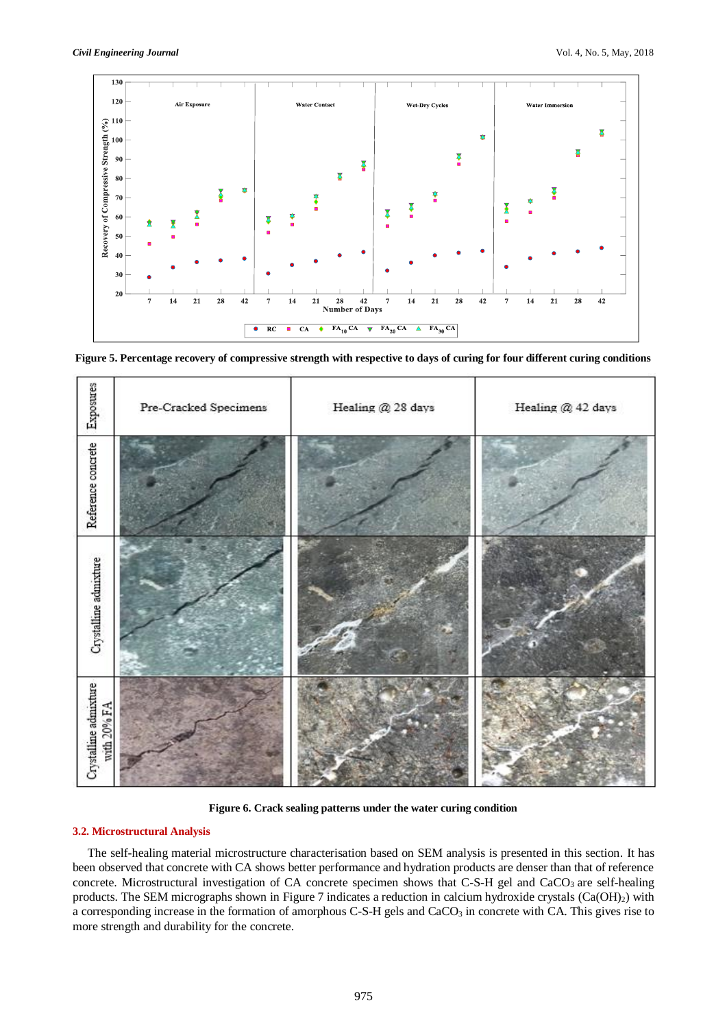**Figure 5. Percentage recovery of compressive strength with respective to days of curing for four different curing conditions**

**Figure 6. Crack sealing patterns under the water curing condition**

### 3.2. Microstructural Analysis

The self-healing material microstructure characterisation based on SEM analysis is presented in this section. It has been observed that concrete with CA shows better performance and hydration products are denser than that of reference concrete. Microstructural investigation of CA concrete specimen shows that C-S-H gel and $CaCO_3$ are self-healing products. The SEM micrographs shown in Figure 7 indicates a reduction in calcium hydroxide crystals ($Ca(OH)_2$) with a corresponding increase in the formation of amorphous C-S-H gels and $CaCO_3$ in concrete with CA. This gives rise to more strength and durability for the concrete.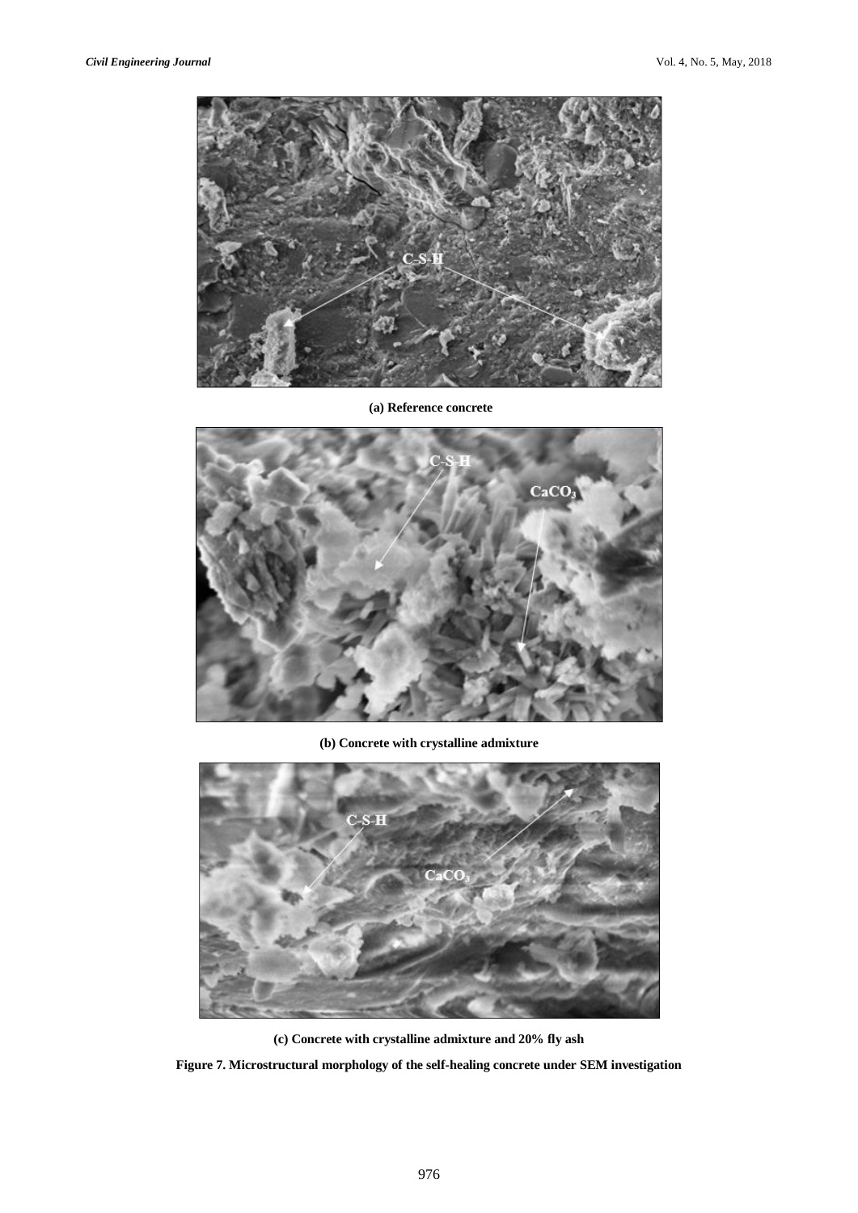(a) Reference concrete

(b) Concrete with crystalline admixture

(c) Concrete with crystalline admixture and 20% fly ash

**Figure 7. Microstructural morphology of the self-healing concrete under SEM investigation**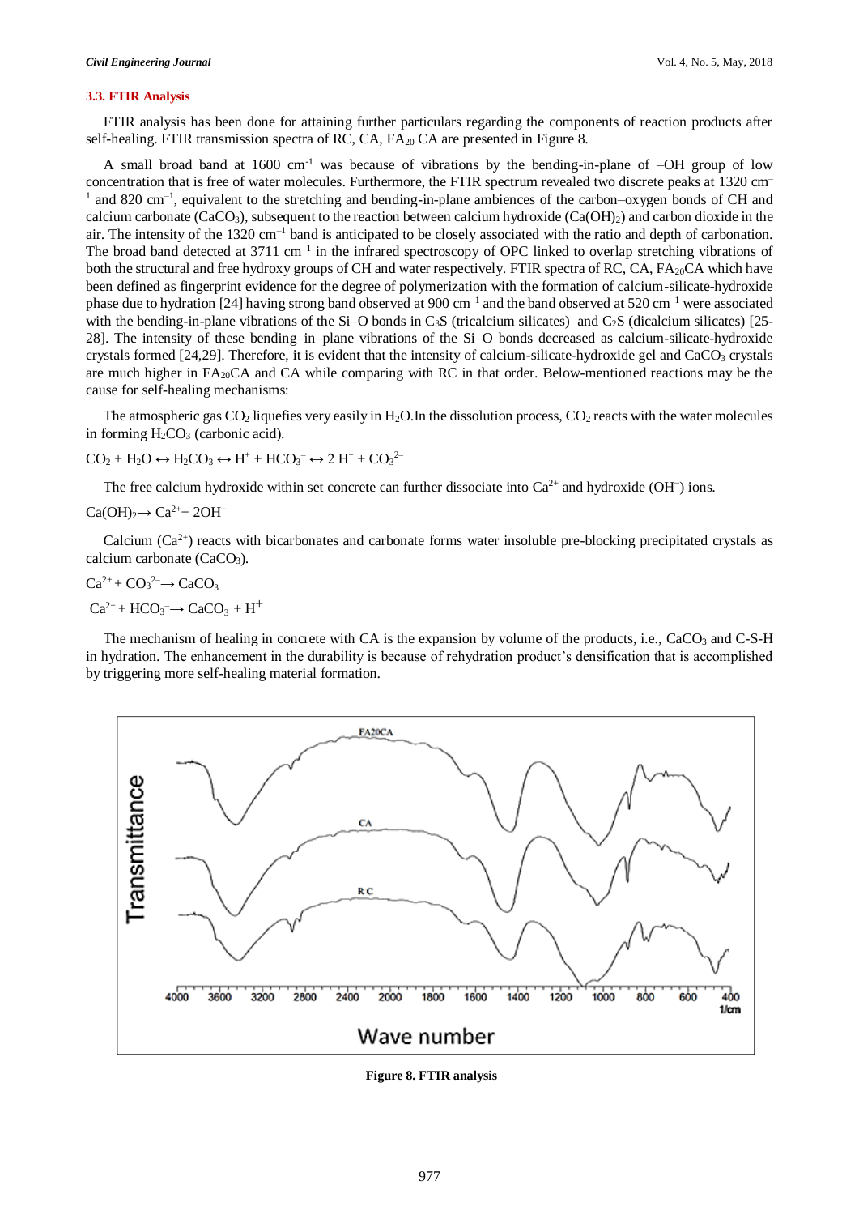### 3.3. FTIR Analysis

FTIR analysis has been done for attaining further particulars regarding the components of reaction products after self-healing. FTIR transmission spectra of RC, CA, $FA_{20}$ CA are presented in Figure 8.

A small broad band at 1600 $cm^{-1}$ was because of vibrations by the bending-in-plane of –OH group of low concentration that is free of water molecules. Furthermore, the FTIR spectrum revealed two discrete peaks at 1320 $cm^{-1}$ and 820 $cm^{-1}$, equivalent to the stretching and bending-in-plane ambiences of the carbon–oxygen bonds of CH and calcium carbonate ($CaCO_3$), subsequent to the reaction between calcium hydroxide ($Ca(OH)_2$) and carbon dioxide in the air. The intensity of the 1320 $cm^{-1}$ band is anticipated to be closely associated with the ratio and depth of carbonation. The broad band detected at 3711 $cm^{-1}$ in the infrared spectroscopy of OPC linked to overlap stretching vibrations of both the structural and free hydroxy groups of CH and water respectively. FTIR spectra of RC, CA, $FA_{20}$CA which have been defined as fingerprint evidence for the degree of polymerization with the formation of calcium-silicate-hydroxide phase due to hydration [24] having strong band observed at 900 $cm^{-1}$ and the band observed at 520 $cm^{-1}$ were associated with the bending-in-plane vibrations of the Si–O bonds in $C_3S$ (tricalcium silicates) and $C_2S$ (dicalcium silicates) [25-28]. The intensity of these bending–in–plane vibrations of the Si–O bonds decreased as calcium-silicate-hydroxide crystals formed [24,29]. Therefore, it is evident that the intensity of calcium-silicate-hydroxide gel and $CaCO_3$ crystals are much higher in $FA_{20}$CA and CA while comparing with RC in that order. Below-mentioned reactions may be the cause for self-healing mechanisms:

The atmospheric gas $CO_2$ liquefies very easily in $H_2O$.In the dissolution process, $CO_2$ reacts with the water molecules in forming $H_2CO_3$ (carbonic acid).

$$CO_2 + H_2O \leftrightarrow H_2CO_3 \leftrightarrow H^+ + HCO_3^- \leftrightarrow 2\,H^+ + CO_3^{2-}$$

The free calcium hydroxide within set concrete can further dissociate into $Ca^{2+}$ and hydroxide ($OH^-$) ions.

$$Ca(OH)_2 \rightarrow Ca^{2+} + 2OH^-$$

Calcium ($Ca^{2+}$) reacts with bicarbonates and carbonate forms water insoluble pre-blocking precipitated crystals as calcium carbonate ($CaCO_3$).

$$Ca^{2+} + CO_3^{2-} \rightarrow CaCO_3$$

$$Ca^{2+} + HCO_3^- \rightarrow CaCO_3 + H^+$$

The mechanism of healing in concrete with CA is the expansion by volume of the products, i.e., $CaCO_3$ and C-S-H in hydration. The enhancement in the durability is because of rehydration product's densification that is accomplished by triggering more self-healing material formation.

**Figure 8. FTIR analysis**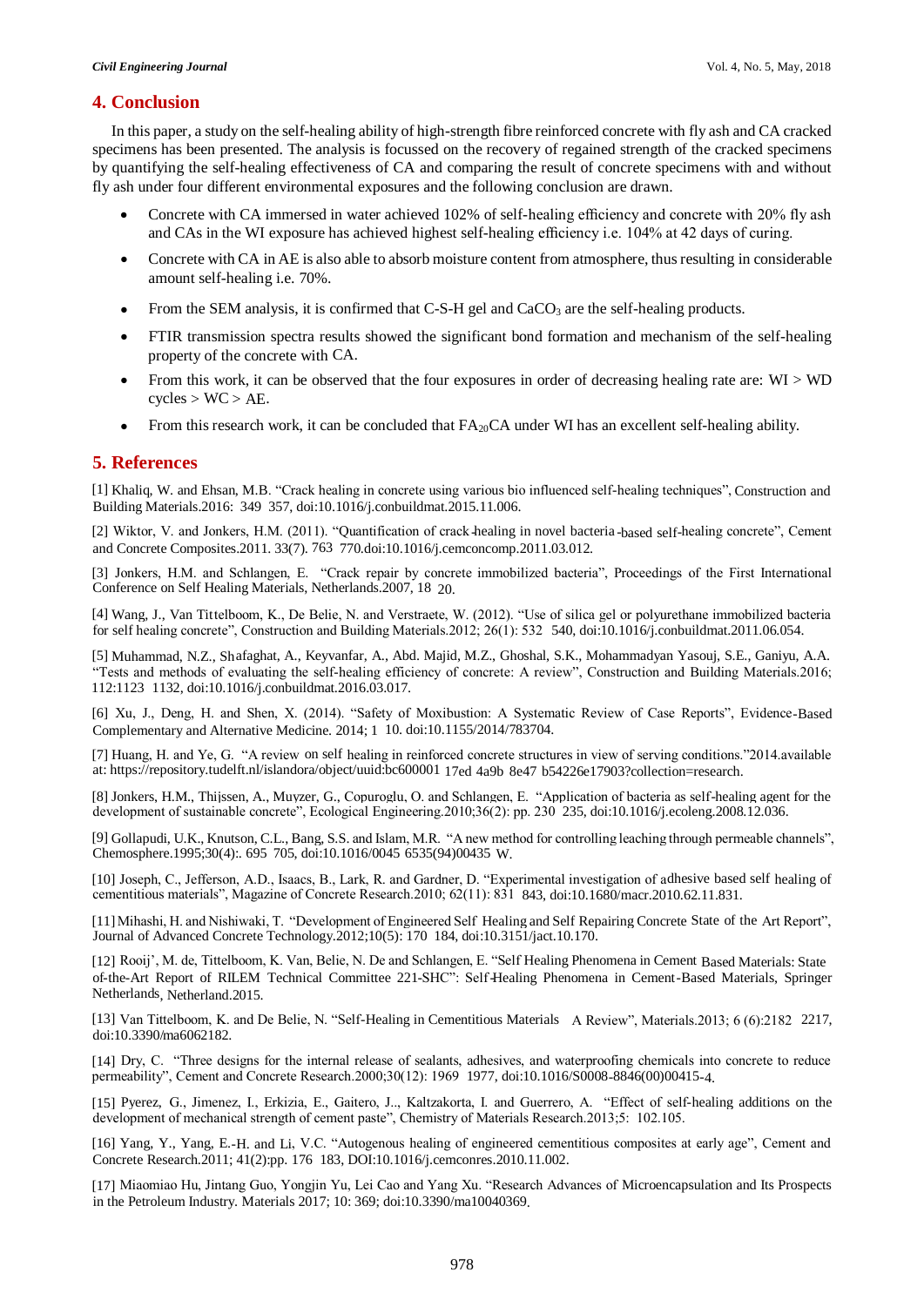## 4. Conclusion

In this paper, a study on the self-healing ability of high-strength fibre reinforced concrete with fly ash and CA cracked specimens has been presented. The analysis is focussed on the recovery of regained strength of the cracked specimens by quantifying the self-healing effectiveness of CA and comparing the result of concrete specimens with and without fly ash under four different environmental exposures and the following conclusion are drawn.

- Concrete with CA immersed in water achieved 102% of self-healing efficiency and concrete with 20% fly ash and CAs in the WI exposure has achieved highest self-healing efficiency i.e. 104% at 42 days of curing.
- Concrete with CA in AE is also able to absorb moisture content from atmosphere, thus resulting in considerable amount self-healing i.e. 70%.
- From the SEM analysis, it is confirmed that C-S-H gel and $CaCO_3$ are the self-healing products.
- FTIR transmission spectra results showed the significant bond formation and mechanism of the self-healing property of the concrete with CA.
- From this work, it can be observed that the four exposures in order of decreasing healing rate are: WI > WD cycles > WC > AE.
- From this research work, it can be concluded that $FA_{20}$CA under WI has an excellent self-healing ability.

## 5. References

[1] Khaliq, W. and Ehsan, M.B. "Crack healing in concrete using various bio influenced self-healing techniques", Construction and Building Materials.2016: 349 357, doi:10.1016/j.conbuildmat.2015.11.006.

[2] Wiktor, V. and Jonkers, H.M. (2011). "Quantification of crack-healing in novel bacteria-based self-healing concrete", Cement and Concrete Composites.2011. 33(7). 763 770.doi:10.1016/j.cemconcomp.2011.03.012.

[3] Jonkers, H.M. and Schlangen, E. "Crack repair by concrete immobilized bacteria", Proceedings of the First International Conference on Self Healing Materials, Netherlands.2007, 18 20.

[4] Wang, J., Van Tittelboom, K., De Belie, N. and Verstraete, W. (2012). "Use of silica gel or polyurethane immobilized bacteria for self healing concrete", Construction and Building Materials.2012; 26(1): 532 540, doi:10.1016/j.conbuildmat.2011.06.054.

[5] Muhammad, N.Z., Shafaghat, A., Keyvanfar, A., Abd. Majid, M.Z., Ghoshal, S.K., Mohammadyan Yasouj, S.E., Ganiyu, A.A. "Tests and methods of evaluating the self-healing efficiency of concrete: A review", Construction and Building Materials.2016; 112:1123 1132, doi:10.1016/j.conbuildmat.2016.03.017.

[6] Xu, J., Deng, H. and Shen, X. (2014). "Safety of Moxibustion: A Systematic Review of Case Reports", Evidence-Based Complementary and Alternative Medicine. 2014; 1 10. doi:10.1155/2014/783704.

[7] Huang, H. and Ye, G. "A review on self healing in reinforced concrete structures in view of serving conditions."2014.available at: https://repository.tudelft.nl/islandora/object/uuid:bc600001 17ed 4a9b 8e47 b54226e17903?collection=research.

[8] Jonkers, H.M., Thijssen, A., Muyzer, G., Copuroglu, O. and Schlangen, E. "Application of bacteria as self-healing agent for the development of sustainable concrete", Ecological Engineering.2010;36(2): pp. 230 235, doi:10.1016/j.ecoleng.2008.12.036.

[9] Gollapudi, U.K., Knutson, C.L., Bang, S.S. and Islam, M.R. "A new method for controlling leaching through permeable channels", Chemosphere.1995;30(4):. 695 705, doi:10.1016/0045 6535(94)00435 W.

[10] Joseph, C., Jefferson, A.D., Isaacs, B., Lark, R. and Gardner, D. "Experimental investigation of adhesive based self healing of cementitious materials", Magazine of Concrete Research.2010; 62(11): 831 843, doi:10.1680/macr.2010.62.11.831.

[11] Mihashi, H. and Nishiwaki, T. "Development of Engineered Self Healing and Self Repairing Concrete State of the Art Report", Journal of Advanced Concrete Technology.2012;10(5): 170 184, doi:10.3151/jact.10.170.

[12] Rooij', M. de, Tittelboom, K. Van, Belie, N. De and Schlangen, E. "Self Healing Phenomena in Cement Based Materials: State of-the-Art Report of RILEM Technical Committee 221-SHC": Self-Healing Phenomena in Cement-Based Materials, Springer Netherlands, Netherland.2015.

[13] Van Tittelboom, K. and De Belie, N. "Self-Healing in Cementitious Materials A Review", Materials.2013; 6 (6):2182 2217, doi:10.3390/ma6062182.

[14] Dry, C. "Three designs for the internal release of sealants, adhesives, and waterproofing chemicals into concrete to reduce permeability", Cement and Concrete Research.2000;30(12): 1969 1977, doi:10.1016/S0008-8846(00)00415-4.

[15] Pyerez, G., Jimenez, I., Erkizia, E., Gaitero, J.., Kaltzakorta, I. and Guerrero, A. "Effect of self-healing additions on the development of mechanical strength of cement paste", Chemistry of Materials Research.2013;5: 102.105.

[16] Yang, Y., Yang, E.-H. and Li, V.C. "Autogenous healing of engineered cementitious composites at early age", Cement and Concrete Research.2011; 41(2):pp. 176 183, DOI:10.1016/j.cemconres.2010.11.002.

[17] Miaomiao Hu, Jintang Guo, Yongjin Yu, Lei Cao and Yang Xu. "Research Advances of Microencapsulation and Its Prospects in the Petroleum Industry. Materials 2017; 10: 369; doi:10.3390/ma10040369.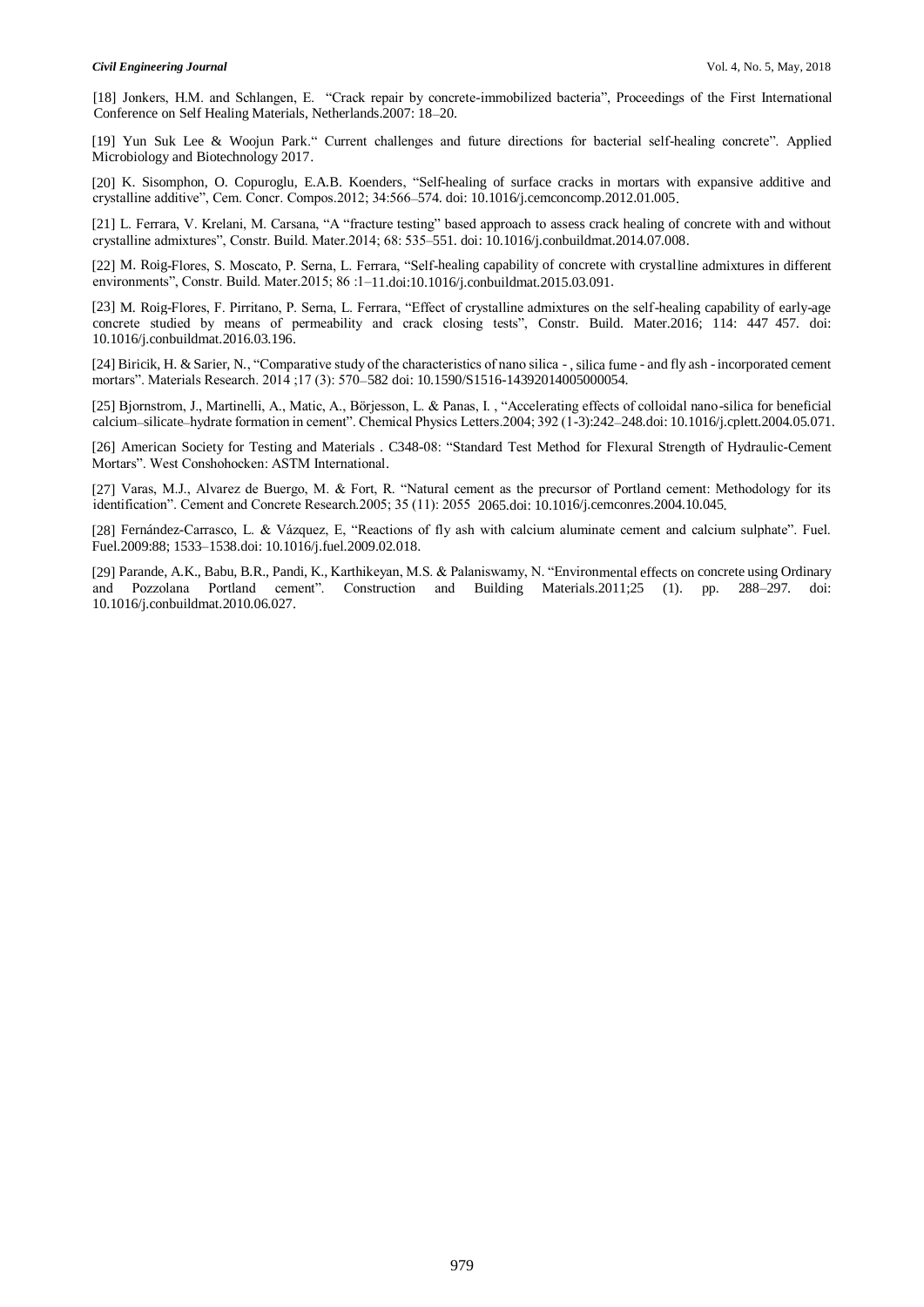[18] Jonkers, H.M. and Schlangen, E. "Crack repair by concrete-immobilized bacteria", Proceedings of the First International Conference on Self Healing Materials, Netherlands.2007: 18–20.

[19] Yun Suk Lee & Woojun Park." Current challenges and future directions for bacterial self-healing concrete". Applied Microbiology and Biotechnology 2017.

[20] K. Sisomphon, O. Copuroglu, E.A.B. Koenders, "Self-healing of surface cracks in mortars with expansive additive and crystalline additive", Cem. Concr. Compos.2012; 34:566–574. doi: 10.1016/j.cemconcomp.2012.01.005.

[21] L. Ferrara, V. Krelani, M. Carsana, "A "fracture testing" based approach to assess crack healing of concrete with and without crystalline admixtures", Constr. Build. Mater.2014; 68: 535–551. doi: 10.1016/j.conbuildmat.2014.07.008.

[22] M. Roig-Flores, S. Moscato, P. Serna, L. Ferrara, "Self-healing capability of concrete with crystalline admixtures in different environments", Constr. Build. Mater.2015; 86 :1–11.doi:10.1016/j.conbuildmat.2015.03.091.

[23] M. Roig-Flores, F. Pirritano, P. Serna, L. Ferrara, "Effect of crystalline admixtures on the self-healing capability of early-age concrete studied by means of permeability and crack closing tests", Constr. Build. Mater.2016; 114: 447 457. doi: 10.1016/j.conbuildmat.2016.03.196.

[24] Biricik, H. & Sarier, N., "Comparative study of the characteristics of nano silica - , silica fume - and fly ash - incorporated cement mortars". Materials Research. 2014 ;17 (3): 570–582 doi: 10.1590/S1516-14392014005000054.

[25] Bjornstrom, J., Martinelli, A., Matic, A., Börjesson, L. & Panas, I. , "Accelerating effects of colloidal nano-silica for beneficial calcium–silicate–hydrate formation in cement". Chemical Physics Letters.2004; 392 (1-3):242–248.doi: 10.1016/j.cplett.2004.05.071.

[26] American Society for Testing and Materials . C348-08: "Standard Test Method for Flexural Strength of Hydraulic-Cement Mortars". West Conshohocken: ASTM International.

[27] Varas, M.J., Alvarez de Buergo, M. & Fort, R. "Natural cement as the precursor of Portland cement: Methodology for its identification". Cement and Concrete Research.2005; 35 (11): 2055 2065.doi: 10.1016/j.cemconres.2004.10.045.

[28] Fernández-Carrasco, L. & Vázquez, E, "Reactions of fly ash with calcium aluminate cement and calcium sulphate". Fuel. Fuel.2009:88; 1533–1538.doi: 10.1016/j.fuel.2009.02.018.

[29] Parande, A.K., Babu, B.R., Pandi, K., Karthikeyan, M.S. & Palaniswamy, N. "Environmental effects on concrete using Ordinary and Pozzolana Portland cement". Construction and Building Materials.2011;25 (1). pp. 288–297. doi: 10.1016/j.conbuildmat.2010.06.027.